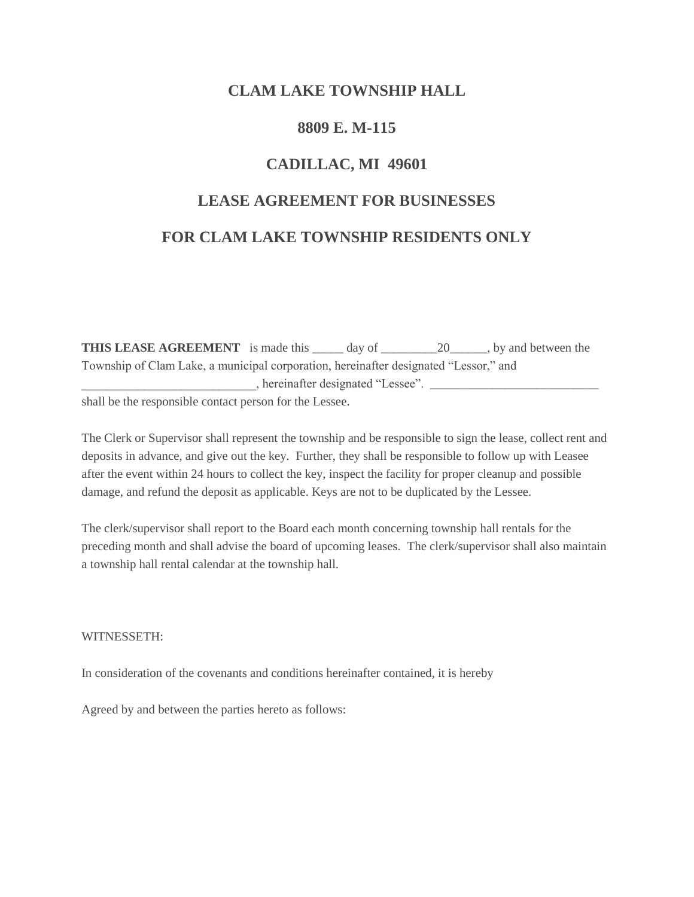# CLAM LAKE TOWNSHIP HALL

# 8809 E. M-115

# CADILLAC, MI 49601

# LEASE AGREEMENT FOR BUSINESSES

# FOR CLAM LAKE TOWNSHIP RESIDENTS ONLY

**THIS LEASE AGREEMENT** is made this _____ day of _________20______, by and between the Township of Clam Lake, a municipal corporation, hereinafter designated "Lessor," and ___________________________, hereinafter designated "Lessee". ___________________________ shall be the responsible contact person for the Lessee.

The Clerk or Supervisor shall represent the township and be responsible to sign the lease, collect rent and deposits in advance, and give out the key. Further, they shall be responsible to follow up with Leasee after the event within 24 hours to collect the key, inspect the facility for proper cleanup and possible damage, and refund the deposit as applicable. Keys are not to be duplicated by the Lessee.

The clerk/supervisor shall report to the Board each month concerning township hall rentals for the preceding month and shall advise the board of upcoming leases. The clerk/supervisor shall also maintain a township hall rental calendar at the township hall.

WITNESSETH:

In consideration of the covenants and conditions hereinafter contained, it is hereby

Agreed by and between the parties hereto as follows: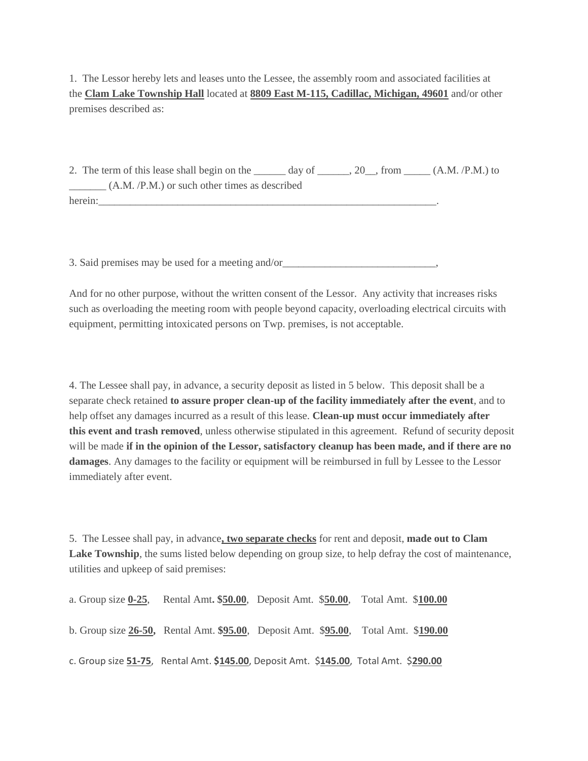1. The Lessor hereby lets and leases unto the Lessee, the assembly room and associated facilities at the **Clam Lake Township Hall** located at **8809 East M-115, Cadillac, Michigan, 49601** and/or other premises described as:

2. The term of this lease shall begin on the ______ day of ______, 20__, from _____ (A.M. /P.M.) to _______ (A.M. /P.M.) or such other times as described herein:____________________________________________________________________.

3. Said premises may be used for a meeting and/or_____________________________,

And for no other purpose, without the written consent of the Lessor. Any activity that increases risks such as overloading the meeting room with people beyond capacity, overloading electrical circuits with equipment, permitting intoxicated persons on Twp. premises, is not acceptable.

4. The Lessee shall pay, in advance, a security deposit as listed in 5 below. This deposit shall be a separate check retained **to assure proper clean-up of the facility immediately after the event**, and to help offset any damages incurred as a result of this lease. **Clean-up must occur immediately after this event and trash removed**, unless otherwise stipulated in this agreement. Refund of security deposit will be made **if in the opinion of the Lessor, satisfactory cleanup has been made, and if there are no damages**. Any damages to the facility or equipment will be reimbursed in full by Lessee to the Lessor immediately after event.

5. The Lessee shall pay, in advance**, two separate checks** for rent and deposit, **made out to Clam Lake Township**, the sums listed below depending on group size, to help defray the cost of maintenance, utilities and upkeep of said premises:

a. Group size **0-25**, Rental Amt**. $50.00**, Deposit Amt. $**50.00**, Total Amt. $**100.00**

b. Group size **26-50,** Rental Amt. **$95.00**, Deposit Amt. $**95.00**, Total Amt. $**190.00**

c. Group size **51-75**, Rental Amt. **$145.00**, Deposit Amt. $**145.00**, Total Amt. $**290.00**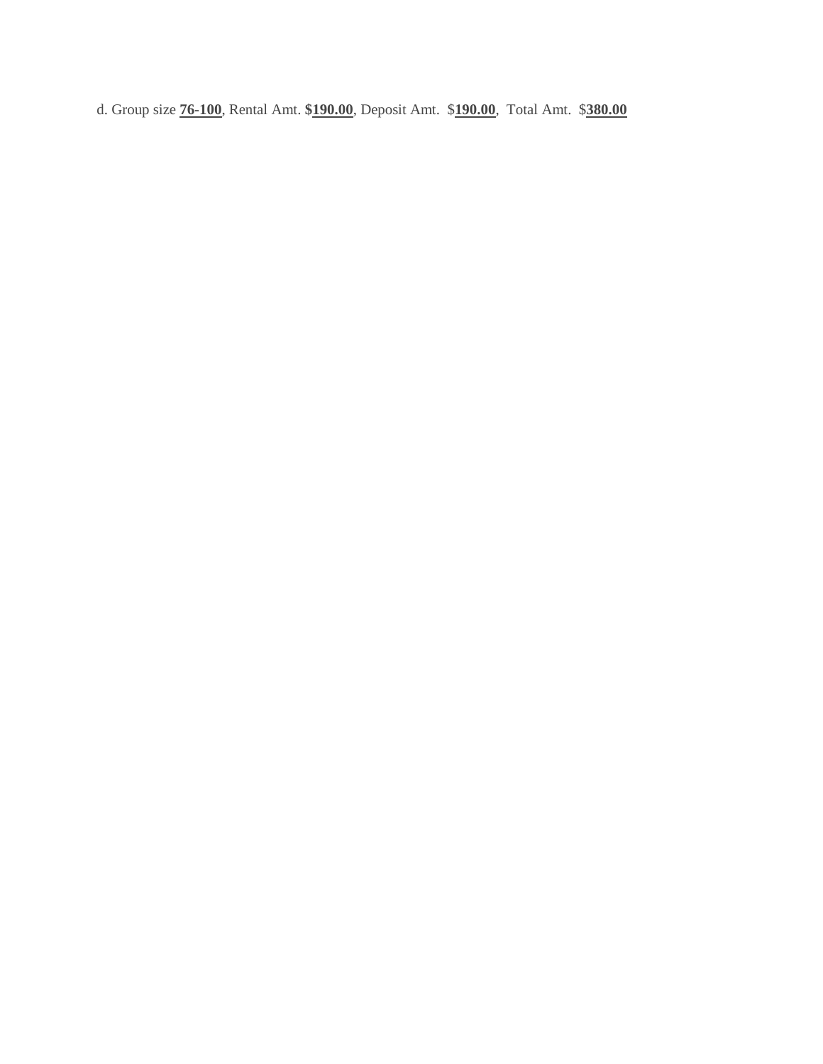d. Group size **76-100**, Rental Amt. **$190.00**, Deposit Amt. $**190.00**, Total Amt. $**380.00**